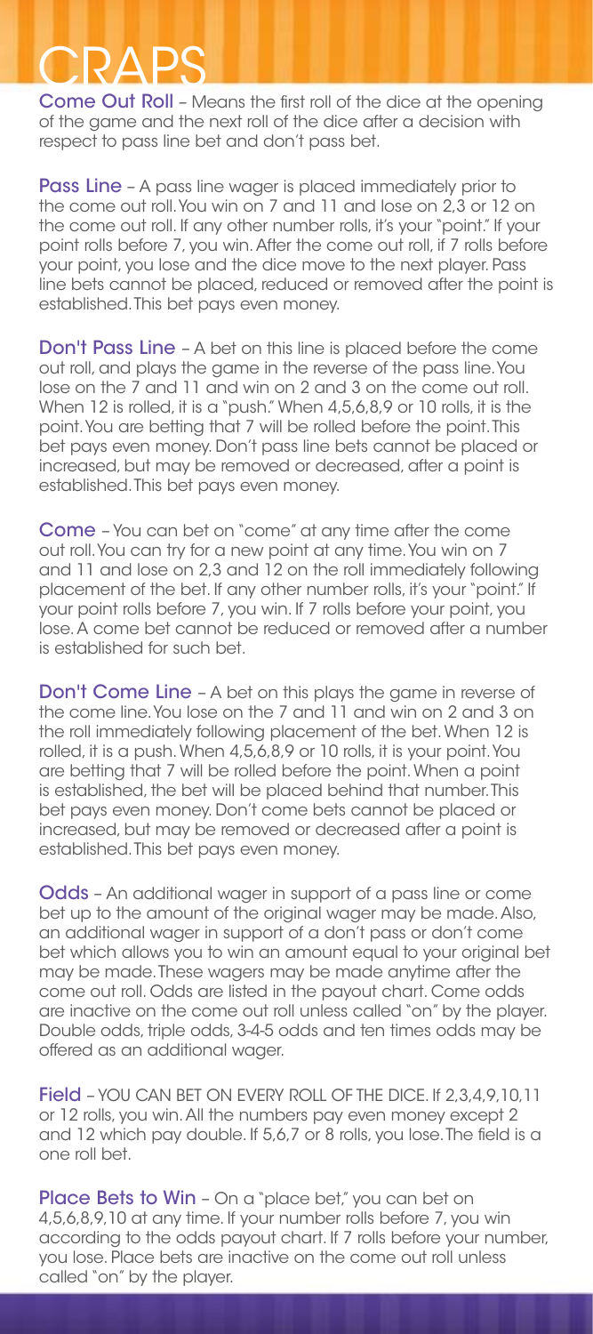# CRAPS

**Come Out Roll** – Means the first roll of the dice at the opening of the game and the next roll of the dice after a decision with respect to pass line bet and don't pass bet.

**Pass Line** – A pass line wager is placed immediately prior to the come out roll. You win on 7 and 11 and lose on 2,3 or 12 on the come out roll. If any other number rolls, it's your "point." If your point rolls before 7, you win. After the come out roll, if 7 rolls before your point, you lose and the dice move to the next player. Pass line bets cannot be placed, reduced or removed after the point is established. This bet pays even money.

**Don't Pass Line** – A bet on this line is placed before the come out roll, and plays the game in the reverse of the pass line. You lose on the 7 and 11 and win on 2 and 3 on the come out roll. When 12 is rolled, it is a "push." When 4,5,6,8,9 or 10 rolls, it is the point. You are betting that 7 will be rolled before the point. This bet pays even money. Don't pass line bets cannot be placed or increased, but may be removed or decreased, after a point is established. This bet pays even money.

**Come** – You can bet on "come" at any time after the come out roll. You can try for a new point at any time. You win on 7 and 11 and lose on 2,3 and 12 on the roll immediately following placement of the bet. If any other number rolls, it's your "point." If your point rolls before 7, you win. If 7 rolls before your point, you lose. A come bet cannot be reduced or removed after a number is established for such bet.

**Don't Come Line** – A bet on this plays the game in reverse of the come line. You lose on the 7 and 11 and win on 2 and 3 on the roll immediately following placement of the bet. When 12 is rolled, it is a push. When 4,5,6,8,9 or 10 rolls, it is your point. You are betting that 7 will be rolled before the point. When a point is established, the bet will be placed behind that number. This bet pays even money. Don't come bets cannot be placed or increased, but may be removed or decreased after a point is established. This bet pays even money.

**Odds** – An additional wager in support of a pass line or come bet up to the amount of the original wager may be made. Also, an additional wager in support of a don't pass or don't come bet which allows you to win an amount equal to your original bet may be made. These wagers may be made anytime after the come out roll. Odds are listed in the payout chart. Come odds are inactive on the come out roll unless called "on" by the player. Double odds, triple odds, 3-4-5 odds and ten times odds may be offered as an additional wager.

**Field** – YOU CAN BET ON EVERY ROLL OF THE DICE. If 2,3,4,9,10,11 or 12 rolls, you win. All the numbers pay even money except 2 and 12 which pay double. If 5,6,7 or 8 rolls, you lose. The field is a one roll bet.

**Place Bets to Win** – On a "place bet," you can bet on 4,5,6,8,9,10 at any time. If your number rolls before 7, you win according to the odds payout chart. If 7 rolls before your number, you lose. Place bets are inactive on the come out roll unless called "on" by the player.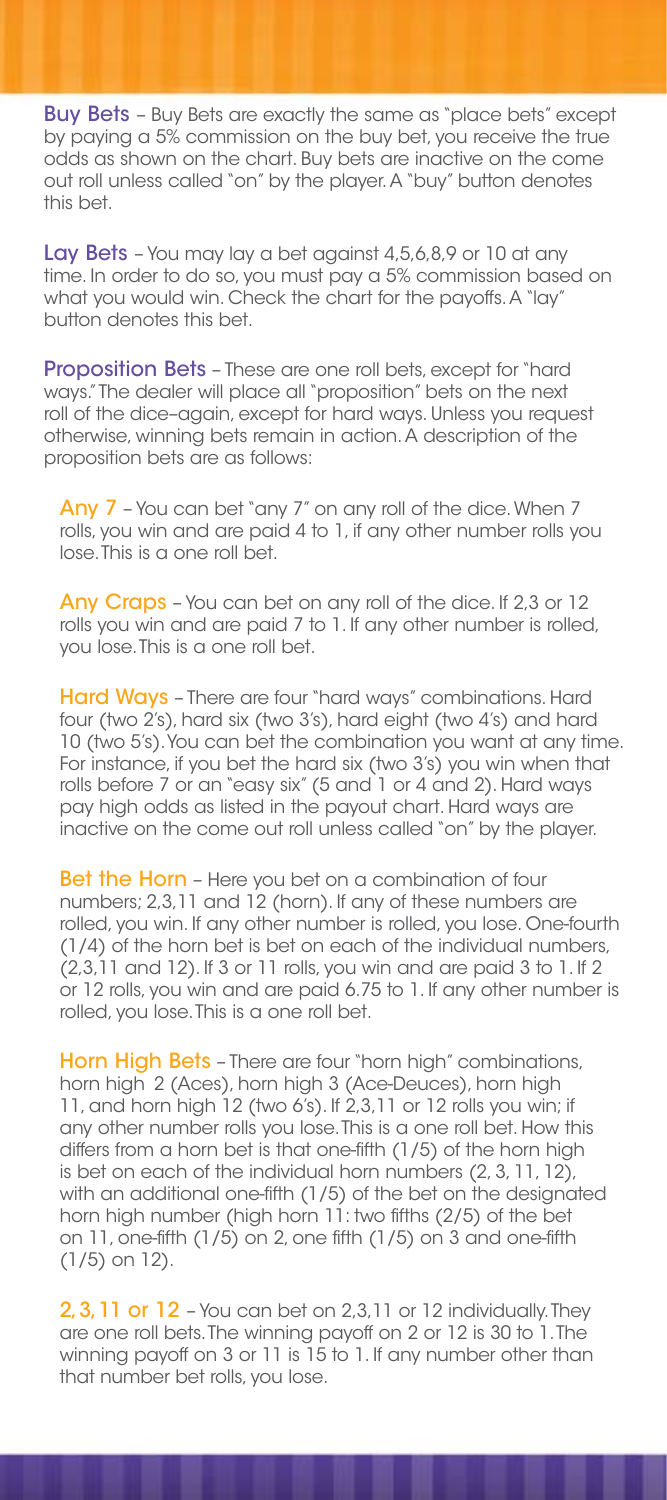**Buy Bets** – Buy Bets are exactly the same as "place bets" except by paying a 5% commission on the buy bet, you receive the true odds as shown on the chart. Buy bets are inactive on the come out roll unless called "on" by the player. A "buy" button denotes this bet.

**Lay Bets** – You may lay a bet against 4,5,6,8,9 or 10 at any time. In order to do so, you must pay a 5% commission based on what you would win. Check the chart for the payoffs. A "lay" button denotes this bet.

**Proposition Bets** – These are one roll bets, except for "hard ways." The dealer will place all "proposition" bets on the next roll of the dice–again, except for hard ways. Unless you request otherwise, winning bets remain in action. A description of the proposition bets are as follows:

**Any 7** – You can bet "any 7" on any roll of the dice. When 7 rolls, you win and are paid 4 to 1, if any other number rolls you lose. This is a one roll bet.

**Any Craps** – You can bet on any roll of the dice. If 2,3 or 12 rolls you win and are paid 7 to 1. If any other number is rolled, you lose. This is a one roll bet.

**Hard Ways** – There are four "hard ways" combinations. Hard four (two 2's), hard six (two 3's), hard eight (two 4's) and hard 10 (two 5's). You can bet the combination you want at any time. For instance, if you bet the hard six (two 3's) you win when that rolls before 7 or an "easy six" (5 and 1 or 4 and 2). Hard ways pay high odds as listed in the payout chart. Hard ways are inactive on the come out roll unless called "on" by the player.

**Bet the Horn** – Here you bet on a combination of four numbers; 2,3,11 and 12 (horn). If any of these numbers are rolled, you win. If any other number is rolled, you lose. One-fourth (1/4) of the horn bet is bet on each of the individual numbers, (2,3,11 and 12). If 3 or 11 rolls, you win and are paid 3 to 1. If 2 or 12 rolls, you win and are paid 6.75 to 1. If any other number is rolled, you lose. This is a one roll bet.

**Horn High Bets** – There are four "horn high" combinations, horn high 2 (Aces), horn high 3 (Ace-Deuces), horn high 11, and horn high 12 (two 6's). If 2,3,11 or 12 rolls you win; if any other number rolls you lose. This is a one roll bet. How this differs from a horn bet is that one-fifth (1/5) of the horn high is bet on each of the individual horn numbers (2, 3, 11, 12), with an additional one-fifth (1/5) of the bet on the designated horn high number (high horn 11: two fifths (2/5) of the bet on 11, one-fifth (1/5) on 2, one fifth (1/5) on 3 and one-fifth (1/5) on 12).

**2, 3, 11 or 12** – You can bet on 2,3,11 or 12 individually. They are one roll bets. The winning payoff on 2 or 12 is 30 to 1. The winning payoff on 3 or 11 is 15 to 1. If any number other than that number bet rolls, you lose.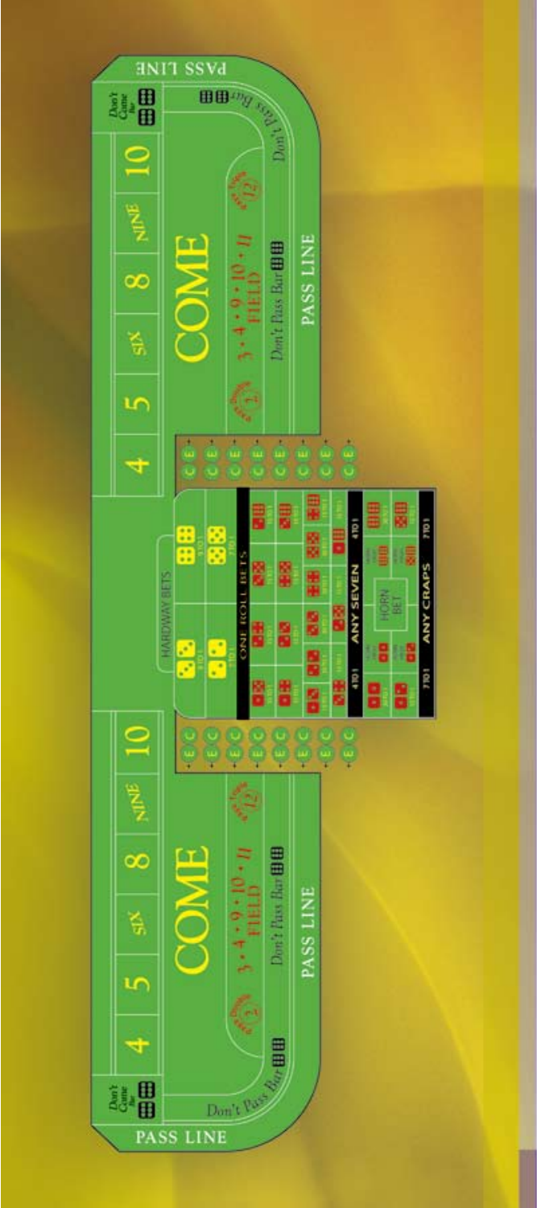PASS LINE

Don't Come Bar

4 5 SIX 8 NINE 10

COME

3 · 4 · 9 · 10 · 11 FIELD

Don't Pass Bar

PASS LINE

HARDWAY BETS

ONE ROLL BETS

ANY SEVEN

HORN BET

ANY CRAPS

C E

4 5 SIX 8 NINE 10

COME

3 · 4 · 9 · 10 · 11 FIELD

Don't Pass Bar

PASS LINE

Don't Pass Bar

Don't Come Bar

PASS LINE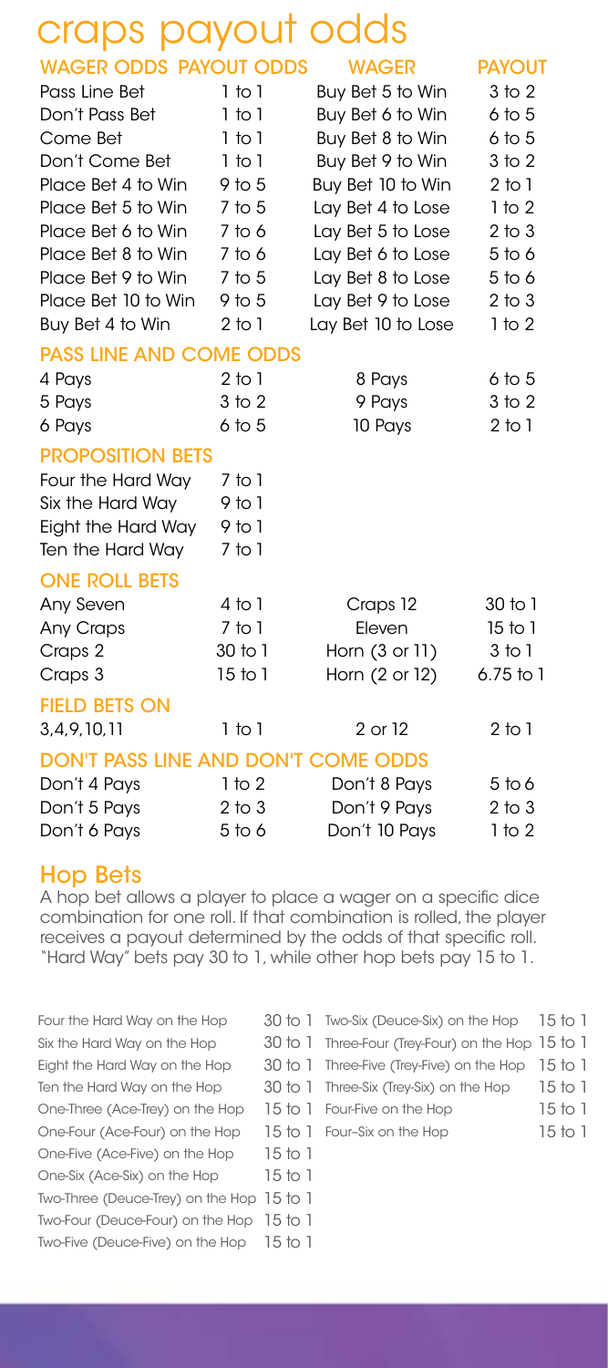# craps payout odds

| WAGER ODDS | PAYOUT ODDS | WAGER | PAYOUT |
|---|---|---|---|
| Pass Line Bet | 1 to 1 | Buy Bet 5 to Win | 3 to 2 |
| Don't Pass Bet | 1 to 1 | Buy Bet 6 to Win | 6 to 5 |
| Come Bet | 1 to 1 | Buy Bet 8 to Win | 6 to 5 |
| Don't Come Bet | 1 to 1 | Buy Bet 9 to Win | 3 to 2 |
| Place Bet 4 to Win | 9 to 5 | Buy Bet 10 to Win | 2 to 1 |
| Place Bet 5 to Win | 7 to 5 | Lay Bet 4 to Lose | 1 to 2 |
| Place Bet 6 to Win | 7 to 6 | Lay Bet 5 to Lose | 2 to 3 |
| Place Bet 8 to Win | 7 to 6 | Lay Bet 6 to Lose | 5 to 6 |
| Place Bet 9 to Win | 7 to 5 | Lay Bet 8 to Lose | 5 to 6 |
| Place Bet 10 to Win | 9 to 5 | Lay Bet 9 to Lose | 2 to 3 |
| Buy Bet 4 to Win | 2 to 1 | Lay Bet 10 to Lose | 1 to 2 |

## PASS LINE AND COME ODDS

| | | | |
|---|---|---|---|
| 4 Pays | 2 to 1 | 8 Pays | 6 to 5 |
| 5 Pays | 3 to 2 | 9 Pays | 3 to 2 |
| 6 Pays | 6 to 5 | 10 Pays | 2 to 1 |

## PROPOSITION BETS

| | |
|---|---|
| Four the Hard Way | 7 to 1 |
| Six the Hard Way | 9 to 1 |
| Eight the Hard Way | 9 to 1 |
| Ten the Hard Way | 7 to 1 |

## ONE ROLL BETS

| | | | |
|---|---|---|---|
| Any Seven | 4 to 1 | Craps 12 | 30 to 1 |
| Any Craps | 7 to 1 | Eleven | 15 to 1 |
| Craps 2 | 30 to 1 | Horn (3 or 11) | 3 to 1 |
| Craps 3 | 15 to 1 | Horn (2 or 12) | 6.75 to 1 |

## FIELD BETS ON

| | | | |
|---|---|---|---|
| 3,4,9,10,11 | 1 to 1 | 2 or 12 | 2 to 1 |

## DON'T PASS LINE AND DON'T COME ODDS

| | | | |
|---|---|---|---|
| Don't 4 Pays | 1 to 2 | Don't 8 Pays | 5 to 6 |
| Don't 5 Pays | 2 to 3 | Don't 9 Pays | 2 to 3 |
| Don't 6 Pays | 5 to 6 | Don't 10 Pays | 1 to 2 |

## Hop Bets

A hop bet allows a player to place a wager on a specific dice combination for one roll. If that combination is rolled, the player receives a payout determined by the odds of that specific roll. "Hard Way" bets pay 30 to 1, while other hop bets pay 15 to 1.

| | | | |
|---|---|---|---|
| Four the Hard Way on the Hop | 30 to 1 | Two-Six (Deuce-Six) on the Hop | 15 to 1 |
| Six the Hard Way on the Hop | 30 to 1 | Three-Four (Trey-Four) on the Hop | 15 to 1 |
| Eight the Hard Way on the Hop | 30 to 1 | Three-Five (Trey-Five) on the Hop | 15 to 1 |
| Ten the Hard Way on the Hop | 30 to 1 | Three-Six (Trey-Six) on the Hop | 15 to 1 |
| One-Three (Ace-Trey) on the Hop | 15 to 1 | Four-Five on the Hop | 15 to 1 |
| One-Four (Ace-Four) on the Hop | 15 to 1 | Four–Six on the Hop | 15 to 1 |
| One-Five (Ace-Five) on the Hop | 15 to 1 | | |
| One-Six (Ace-Six) on the Hop | 15 to 1 | | |
| Two-Three (Deuce-Trey) on the Hop | 15 to 1 | | |
| Two-Four (Deuce-Four) on the Hop | 15 to 1 | | |
| Two-Five (Deuce-Five) on the Hop | 15 to 1 | | |